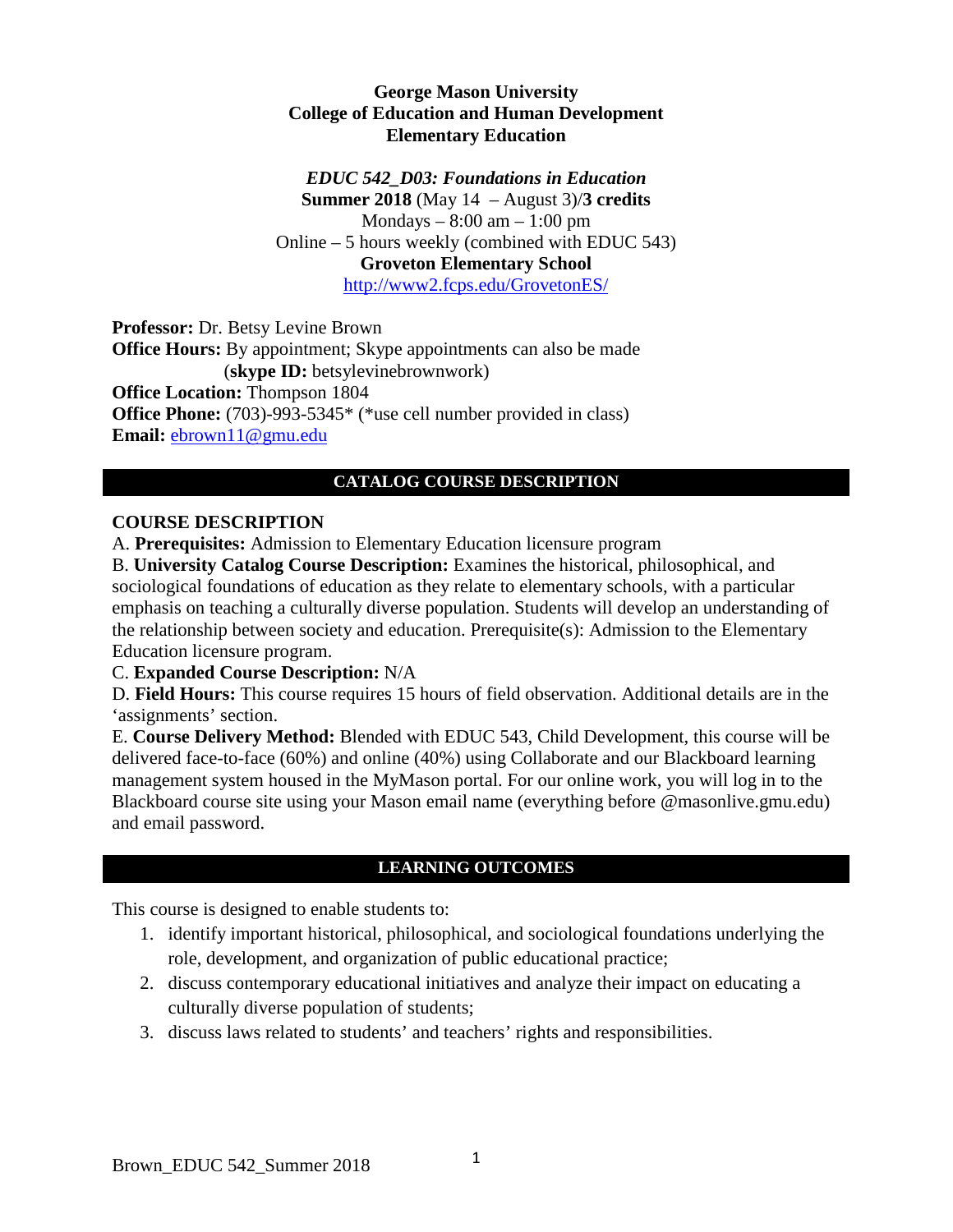**George Mason University**
**College of Education and Human Development**
**Elementary Education**

***EDUC 542_D03: Foundations in Education***
**Summer 2018** (May 14 – August 3)/**3 credits**
Mondays – 8:00 am – 1:00 pm
Online – 5 hours weekly (combined with EDUC 543)
**Groveton Elementary School**
http://www2.fcps.edu/GrovetonES/

**Professor:** Dr. Betsy Levine Brown
**Office Hours:** By appointment; Skype appointments can also be made (**skype ID:** betsylevinebrownwork)
**Office Location:** Thompson 1804
**Office Phone:** (703)-993-5345* (*use cell number provided in class)
**Email:** ebrown11@gmu.edu

## CATALOG COURSE DESCRIPTION

### COURSE DESCRIPTION

A. **Prerequisites:** Admission to Elementary Education licensure program

B. **University Catalog Course Description:** Examines the historical, philosophical, and sociological foundations of education as they relate to elementary schools, with a particular emphasis on teaching a culturally diverse population. Students will develop an understanding of the relationship between society and education. Prerequisite(s): Admission to the Elementary Education licensure program.

C. **Expanded Course Description:** N/A

D. **Field Hours:** This course requires 15 hours of field observation. Additional details are in the 'assignments' section.

E. **Course Delivery Method:** Blended with EDUC 543, Child Development, this course will be delivered face-to-face (60%) and online (40%) using Collaborate and our Blackboard learning management system housed in the MyMason portal. For our online work, you will log in to the Blackboard course site using your Mason email name (everything before @masonlive.gmu.edu) and email password.

## LEARNING OUTCOMES

This course is designed to enable students to:

1. identify important historical, philosophical, and sociological foundations underlying the role, development, and organization of public educational practice;
2. discuss contemporary educational initiatives and analyze their impact on educating a culturally diverse population of students;
3. discuss laws related to students' and teachers' rights and responsibilities.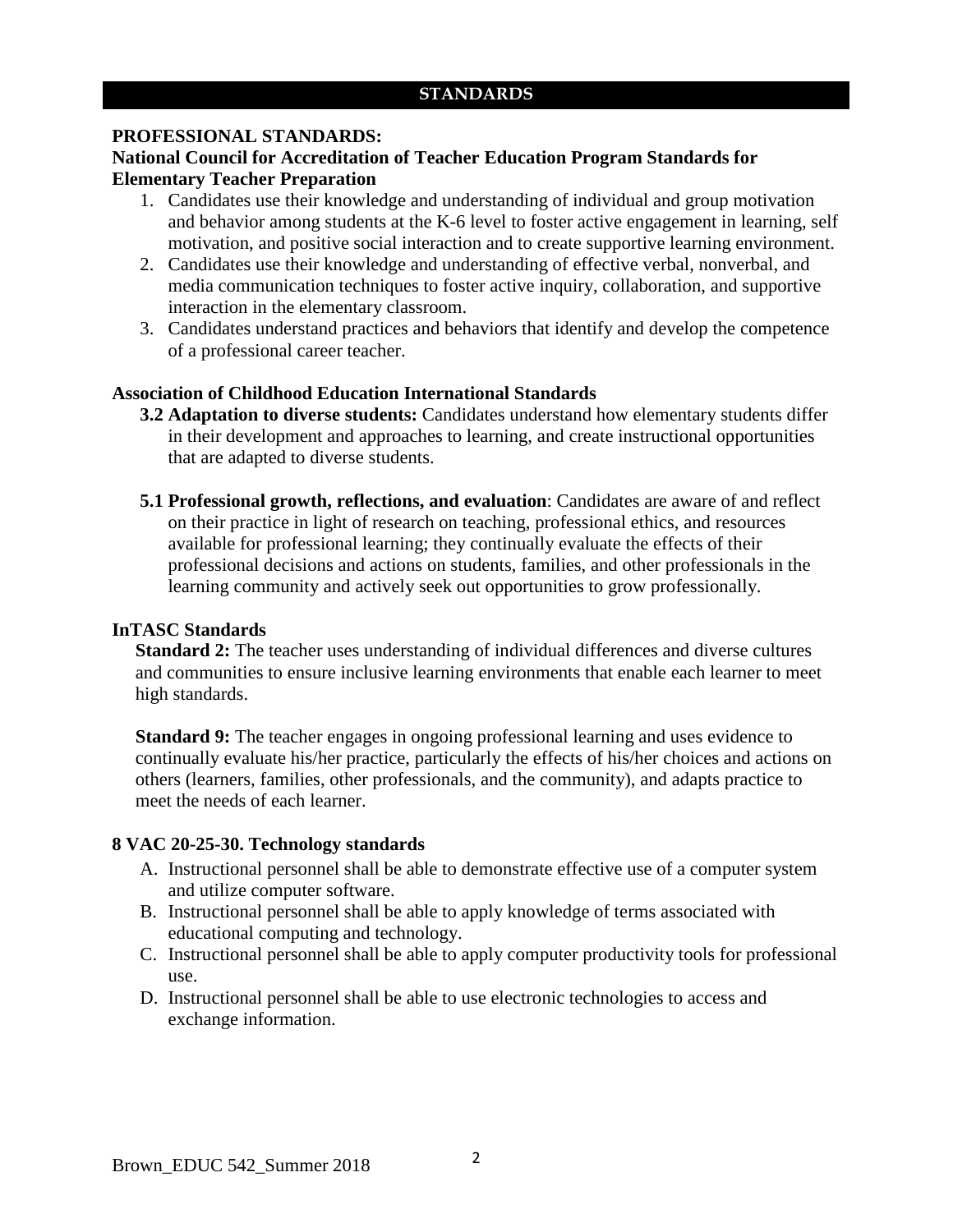## STANDARDS

**PROFESSIONAL STANDARDS:**

**National Council for Accreditation of Teacher Education Program Standards for Elementary Teacher Preparation**

1. Candidates use their knowledge and understanding of individual and group motivation and behavior among students at the K-6 level to foster active engagement in learning, self motivation, and positive social interaction and to create supportive learning environment.
2. Candidates use their knowledge and understanding of effective verbal, nonverbal, and media communication techniques to foster active inquiry, collaboration, and supportive interaction in the elementary classroom.
3. Candidates understand practices and behaviors that identify and develop the competence of a professional career teacher.

**Association of Childhood Education International Standards**

**3.2 Adaptation to diverse students:** Candidates understand how elementary students differ in their development and approaches to learning, and create instructional opportunities that are adapted to diverse students.

**5.1 Professional growth, reflections, and evaluation**: Candidates are aware of and reflect on their practice in light of research on teaching, professional ethics, and resources available for professional learning; they continually evaluate the effects of their professional decisions and actions on students, families, and other professionals in the learning community and actively seek out opportunities to grow professionally.

**InTASC Standards**

**Standard 2:** The teacher uses understanding of individual differences and diverse cultures and communities to ensure inclusive learning environments that enable each learner to meet high standards.

**Standard 9:** The teacher engages in ongoing professional learning and uses evidence to continually evaluate his/her practice, particularly the effects of his/her choices and actions on others (learners, families, other professionals, and the community), and adapts practice to meet the needs of each learner.

**8 VAC 20-25-30. Technology standards**

A. Instructional personnel shall be able to demonstrate effective use of a computer system and utilize computer software.
B. Instructional personnel shall be able to apply knowledge of terms associated with educational computing and technology.
C. Instructional personnel shall be able to apply computer productivity tools for professional use.
D. Instructional personnel shall be able to use electronic technologies to access and exchange information.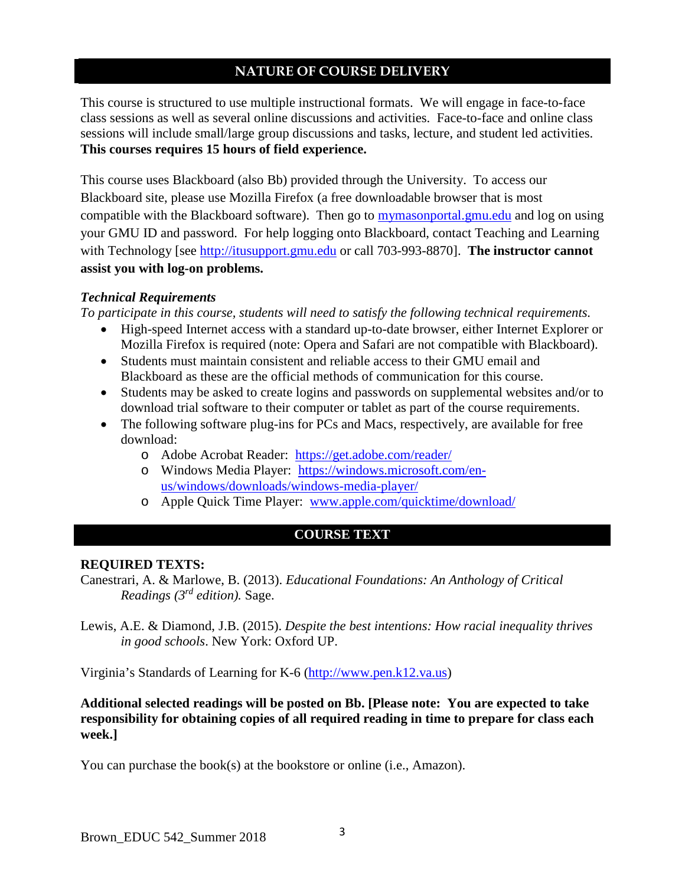## NATURE OF COURSE DELIVERY

This course is structured to use multiple instructional formats. We will engage in face-to-face class sessions as well as several online discussions and activities. Face-to-face and online class sessions will include small/large group discussions and tasks, lecture, and student led activities. **This courses requires 15 hours of field experience.**

This course uses Blackboard (also Bb) provided through the University. To access our Blackboard site, please use Mozilla Firefox (a free downloadable browser that is most compatible with the Blackboard software). Then go to [mymasonportal.gmu.edu](mymasonportal.gmu.edu) and log on using your GMU ID and password. For help logging onto Blackboard, contact Teaching and Learning with Technology [see [http://itusupport.gmu.edu](http://itusupport.gmu.edu) or call 703-993-8870]. **The instructor cannot assist you with log-on problems.**

### *Technical Requirements*

*To participate in this course, students will need to satisfy the following technical requirements.*

- High-speed Internet access with a standard up-to-date browser, either Internet Explorer or Mozilla Firefox is required (note: Opera and Safari are not compatible with Blackboard).
- Students must maintain consistent and reliable access to their GMU email and Blackboard as these are the official methods of communication for this course.
- Students may be asked to create logins and passwords on supplemental websites and/or to download trial software to their computer or tablet as part of the course requirements.
- The following software plug-ins for PCs and Macs, respectively, are available for free download:
  - Adobe Acrobat Reader: [https://get.adobe.com/reader/](https://get.adobe.com/reader/)
  - Windows Media Player: [https://windows.microsoft.com/en-us/windows/downloads/windows-media-player/](https://windows.microsoft.com/en-us/windows/downloads/windows-media-player/)
  - Apple Quick Time Player: [www.apple.com/quicktime/download/](www.apple.com/quicktime/download/)

## COURSE TEXT

**REQUIRED TEXTS:**

Canestrari, A. & Marlowe, B. (2013). *Educational Foundations: An Anthology of Critical Readings (3rd edition).* Sage.

Lewis, A.E. & Diamond, J.B. (2015). *Despite the best intentions: How racial inequality thrives in good schools*. New York: Oxford UP.

Virginia's Standards of Learning for K-6 ([http://www.pen.k12.va.us](http://www.pen.k12.va.us))

**Additional selected readings will be posted on Bb. [Please note: You are expected to take responsibility for obtaining copies of all required reading in time to prepare for class each week.]**

You can purchase the book(s) at the bookstore or online (i.e., Amazon).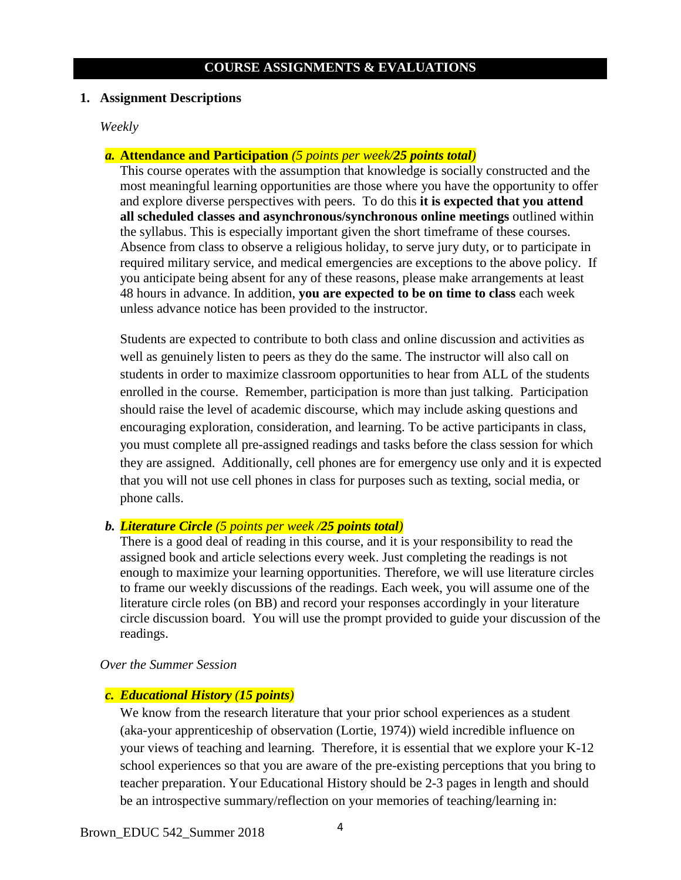## COURSE ASSIGNMENTS & EVALUATIONS

### 1. Assignment Descriptions

*Weekly*

***a.*** **Attendance and Participation** *(5 points per week/**25 points total**)*

This course operates with the assumption that knowledge is socially constructed and the most meaningful learning opportunities are those where you have the opportunity to offer and explore diverse perspectives with peers. To do this **it is expected that you attend all scheduled classes and asynchronous/synchronous online meetings** outlined within the syllabus. This is especially important given the short timeframe of these courses. Absence from class to observe a religious holiday, to serve jury duty, or to participate in required military service, and medical emergencies are exceptions to the above policy. If you anticipate being absent for any of these reasons, please make arrangements at least 48 hours in advance. In addition, **you are expected to be on time to class** each week unless advance notice has been provided to the instructor.

Students are expected to contribute to both class and online discussion and activities as well as genuinely listen to peers as they do the same. The instructor will also call on students in order to maximize classroom opportunities to hear from ALL of the students enrolled in the course. Remember, participation is more than just talking. Participation should raise the level of academic discourse, which may include asking questions and encouraging exploration, consideration, and learning. To be active participants in class, you must complete all pre-assigned readings and tasks before the class session for which they are assigned. Additionally, cell phones are for emergency use only and it is expected that you will not use cell phones in class for purposes such as texting, social media, or phone calls.

***b. Literature Circle*** *(5 points per week /**25 points total**)*

There is a good deal of reading in this course, and it is your responsibility to read the assigned book and article selections every week. Just completing the readings is not enough to maximize your learning opportunities. Therefore, we will use literature circles to frame our weekly discussions of the readings. Each week, you will assume one of the literature circle roles (on BB) and record your responses accordingly in your literature circle discussion board. You will use the prompt provided to guide your discussion of the readings.

*Over the Summer Session*

***c. Educational History (15 points)***

We know from the research literature that your prior school experiences as a student (aka-your apprenticeship of observation (Lortie, 1974)) wield incredible influence on your views of teaching and learning. Therefore, it is essential that we explore your K-12 school experiences so that you are aware of the pre-existing perceptions that you bring to teacher preparation. Your Educational History should be 2-3 pages in length and should be an introspective summary/reflection on your memories of teaching/learning in: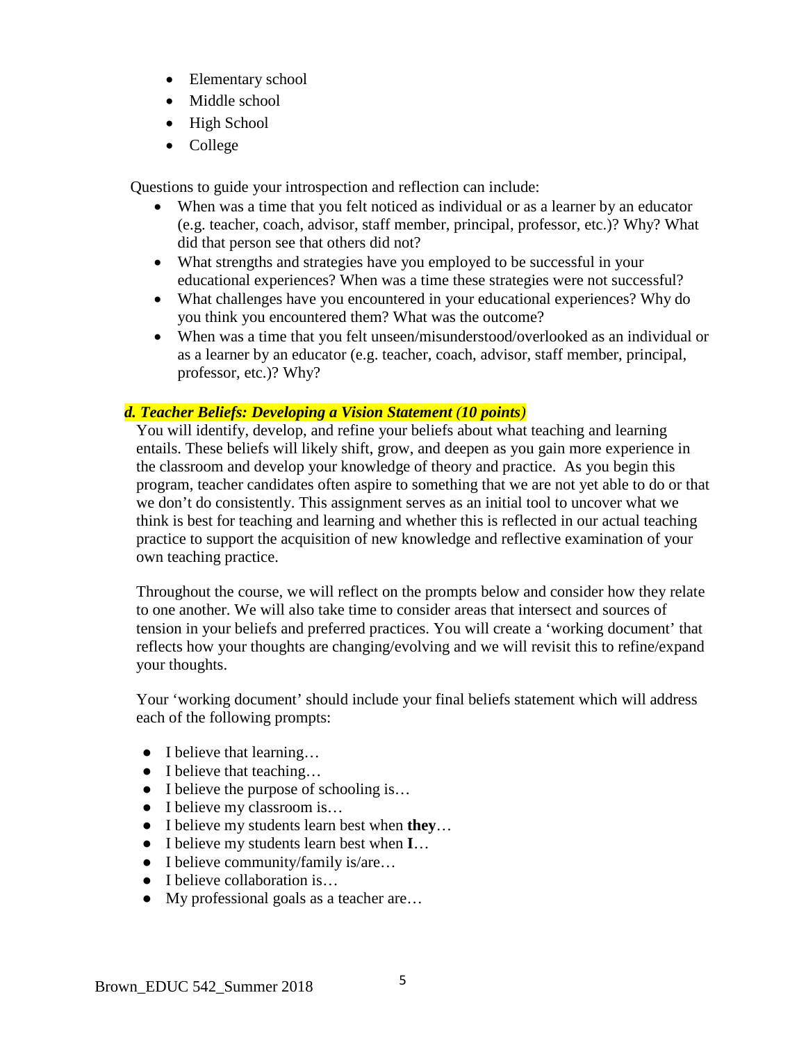- Elementary school
- Middle school
- High School
- College

Questions to guide your introspection and reflection can include:

- When was a time that you felt noticed as individual or as a learner by an educator (e.g. teacher, coach, advisor, staff member, principal, professor, etc.)? Why? What did that person see that others did not?
- What strengths and strategies have you employed to be successful in your educational experiences? When was a time these strategies were not successful?
- What challenges have you encountered in your educational experiences? Why do you think you encountered them? What was the outcome?
- When was a time that you felt unseen/misunderstood/overlooked as an individual or as a learner by an educator (e.g. teacher, coach, advisor, staff member, principal, professor, etc.)? Why?

### ***d. Teacher Beliefs: Developing a Vision Statement (10 points)***

You will identify, develop, and refine your beliefs about what teaching and learning entails. These beliefs will likely shift, grow, and deepen as you gain more experience in the classroom and develop your knowledge of theory and practice. As you begin this program, teacher candidates often aspire to something that we are not yet able to do or that we don't do consistently. This assignment serves as an initial tool to uncover what we think is best for teaching and learning and whether this is reflected in our actual teaching practice to support the acquisition of new knowledge and reflective examination of your own teaching practice.

Throughout the course, we will reflect on the prompts below and consider how they relate to one another. We will also take time to consider areas that intersect and sources of tension in your beliefs and preferred practices. You will create a 'working document' that reflects how your thoughts are changing/evolving and we will revisit this to refine/expand your thoughts.

Your 'working document' should include your final beliefs statement which will address each of the following prompts:

- I believe that learning…
- I believe that teaching…
- I believe the purpose of schooling is…
- I believe my classroom is…
- I believe my students learn best when **they**…
- I believe my students learn best when **I**…
- I believe community/family is/are…
- I believe collaboration is…
- My professional goals as a teacher are…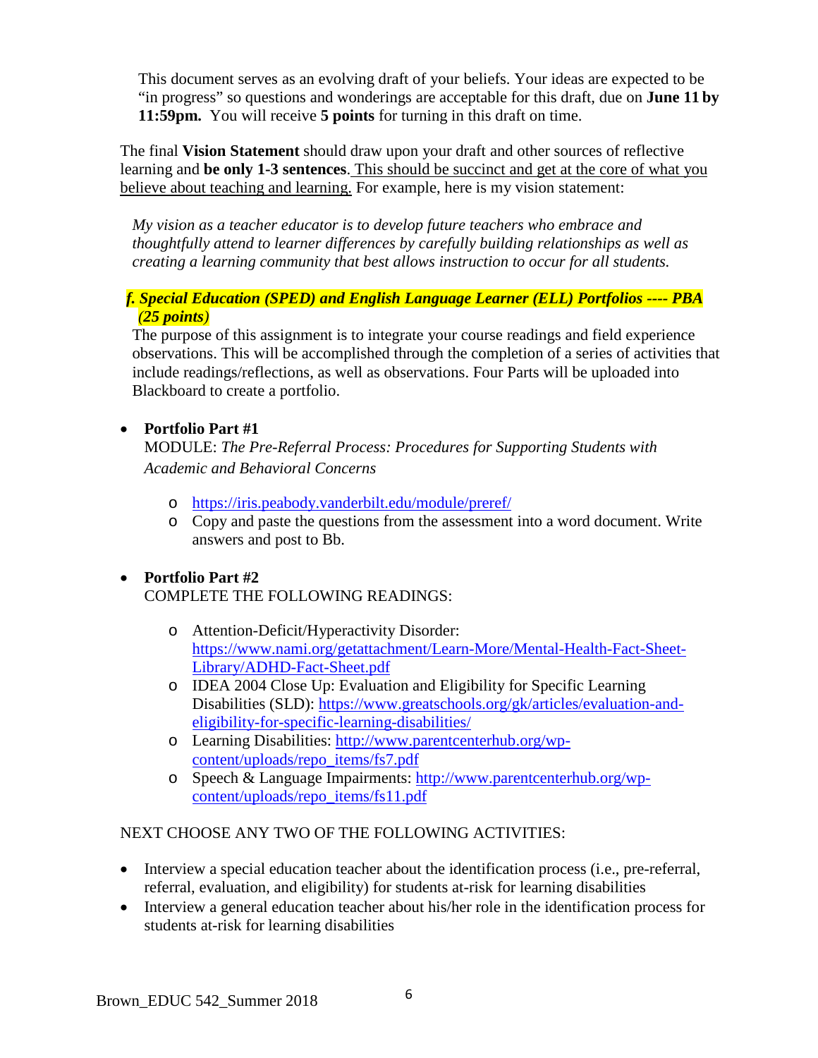This document serves as an evolving draft of your beliefs. Your ideas are expected to be "in progress" so questions and wonderings are acceptable for this draft, due on **June 11 by 11:59pm.** You will receive **5 points** for turning in this draft on time.

The final **Vision Statement** should draw upon your draft and other sources of reflective learning and **be only 1-3 sentences**. This should be succinct and get at the core of what you believe about teaching and learning. For example, here is my vision statement:

*My vision as a teacher educator is to develop future teachers who embrace and thoughtfully attend to learner differences by carefully building relationships as well as creating a learning community that best allows instruction to occur for all students.*

***f. Special Education (SPED) and English Language Learner (ELL) Portfolios ---- PBA (25 points)***

The purpose of this assignment is to integrate your course readings and field experience observations. This will be accomplished through the completion of a series of activities that include readings/reflections, as well as observations. Four Parts will be uploaded into Blackboard to create a portfolio.

- **Portfolio Part #1**
  MODULE: *The Pre-Referral Process: Procedures for Supporting Students with Academic and Behavioral Concerns*
  - https://iris.peabody.vanderbilt.edu/module/preref/
  - Copy and paste the questions from the assessment into a word document. Write answers and post to Bb.

- **Portfolio Part #2**
  COMPLETE THE FOLLOWING READINGS:
  - Attention-Deficit/Hyperactivity Disorder: https://www.nami.org/getattachment/Learn-More/Mental-Health-Fact-Sheet-Library/ADHD-Fact-Sheet.pdf
  - IDEA 2004 Close Up: Evaluation and Eligibility for Specific Learning Disabilities (SLD): https://www.greatschools.org/gk/articles/evaluation-and-eligibility-for-specific-learning-disabilities/
  - Learning Disabilities: http://www.parentcenterhub.org/wp-content/uploads/repo_items/fs7.pdf
  - Speech & Language Impairments: http://www.parentcenterhub.org/wp-content/uploads/repo_items/fs11.pdf

NEXT CHOOSE ANY TWO OF THE FOLLOWING ACTIVITIES:

- Interview a special education teacher about the identification process (i.e., pre-referral, referral, evaluation, and eligibility) for students at-risk for learning disabilities
- Interview a general education teacher about his/her role in the identification process for students at-risk for learning disabilities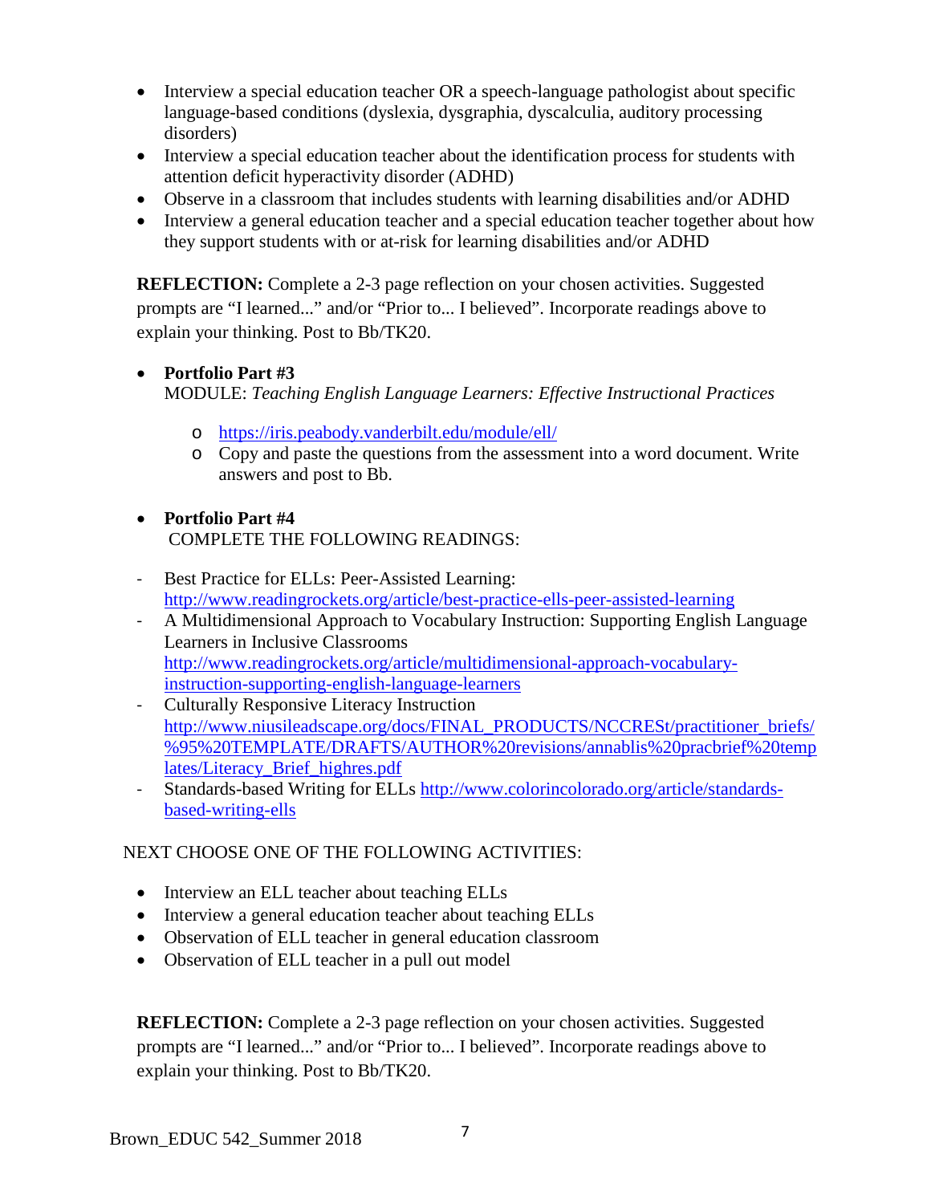- Interview a special education teacher OR a speech-language pathologist about specific language-based conditions (dyslexia, dysgraphia, dyscalculia, auditory processing disorders)
- Interview a special education teacher about the identification process for students with attention deficit hyperactivity disorder (ADHD)
- Observe in a classroom that includes students with learning disabilities and/or ADHD
- Interview a general education teacher and a special education teacher together about how they support students with or at-risk for learning disabilities and/or ADHD

**REFLECTION:** Complete a 2-3 page reflection on your chosen activities. Suggested prompts are "I learned..." and/or "Prior to... I believed". Incorporate readings above to explain your thinking. Post to Bb/TK20.

- **Portfolio Part #3**
  MODULE: *Teaching English Language Learners: Effective Instructional Practices*
  - https://iris.peabody.vanderbilt.edu/module/ell/
  - Copy and paste the questions from the assessment into a word document. Write answers and post to Bb.

- **Portfolio Part #4**
  COMPLETE THE FOLLOWING READINGS:

- Best Practice for ELLs: Peer-Assisted Learning: http://www.readingrockets.org/article/best-practice-ells-peer-assisted-learning
- A Multidimensional Approach to Vocabulary Instruction: Supporting English Language Learners in Inclusive Classrooms http://www.readingrockets.org/article/multidimensional-approach-vocabulary-instruction-supporting-english-language-learners
- Culturally Responsive Literacy Instruction http://www.niusileadscape.org/docs/FINAL_PRODUCTS/NCCRESt/practitioner_briefs/%95%20TEMPLATE/DRAFTS/AUTHOR%20revisions/annablis%20pracbrief%20templates/Literacy_Brief_highres.pdf
- Standards-based Writing for ELLs http://www.colorincolorado.org/article/standards-based-writing-ells

NEXT CHOOSE ONE OF THE FOLLOWING ACTIVITIES:

- Interview an ELL teacher about teaching ELLs
- Interview a general education teacher about teaching ELLs
- Observation of ELL teacher in general education classroom
- Observation of ELL teacher in a pull out model

**REFLECTION:** Complete a 2-3 page reflection on your chosen activities. Suggested prompts are "I learned..." and/or "Prior to... I believed". Incorporate readings above to explain your thinking. Post to Bb/TK20.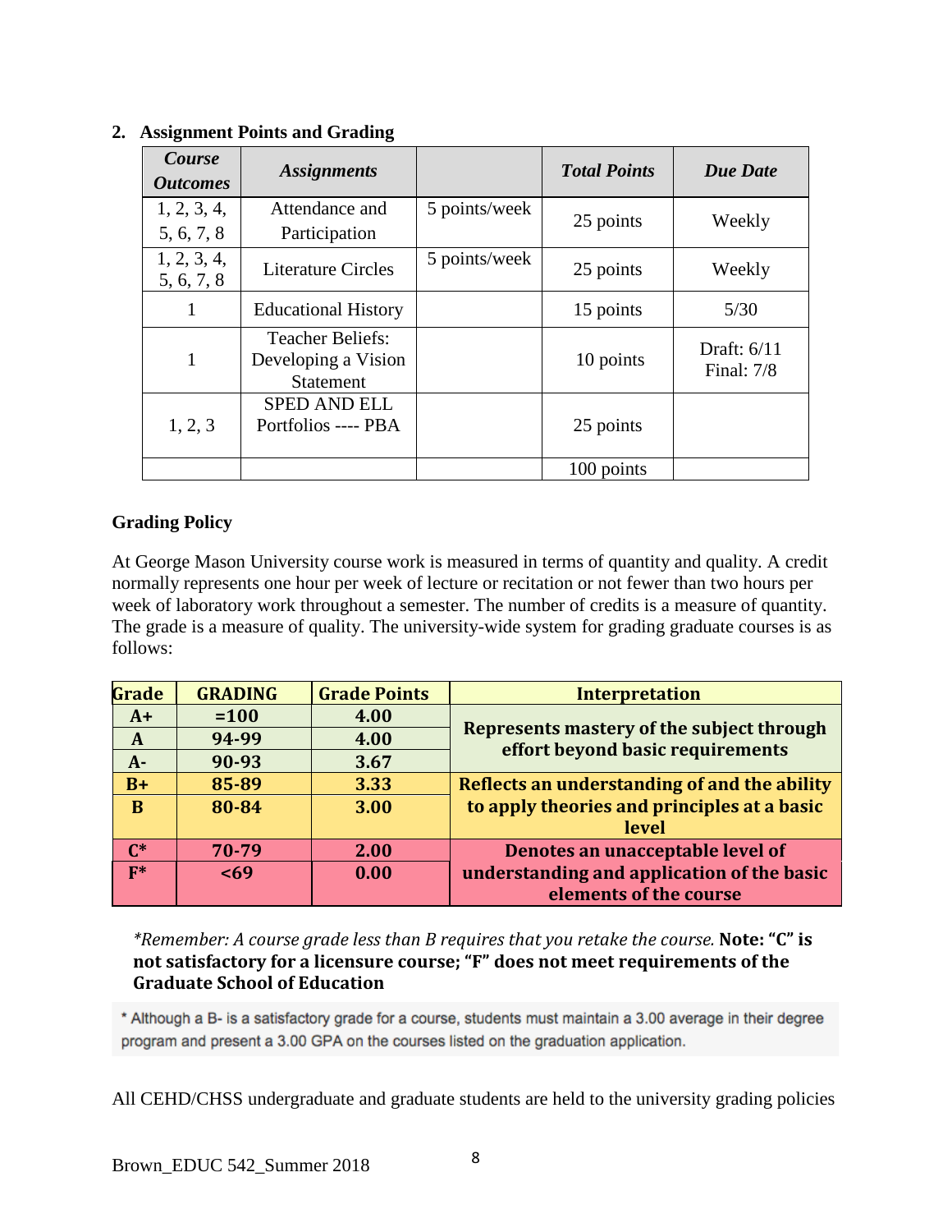**2. Assignment Points and Grading**

| *Course Outcomes* | *Assignments* | | *Total Points* | *Due Date* |
|---|---|---|---|---|
| 1, 2, 3, 4, 5, 6, 7, 8 | Attendance and Participation | 5 points/week | 25 points | Weekly |
| 1, 2, 3, 4, 5, 6, 7, 8 | Literature Circles | 5 points/week | 25 points | Weekly |
| 1 | Educational History | | 15 points | 5/30 |
| 1 | Teacher Beliefs: Developing a Vision Statement | | 10 points | Draft: 6/11 Final: 7/8 |
| 1, 2, 3 | SPED AND ELL Portfolios ---- PBA | | 25 points | |
| | | | 100 points | |

**Grading Policy**

At George Mason University course work is measured in terms of quantity and quality. A credit normally represents one hour per week of lecture or recitation or not fewer than two hours per week of laboratory work throughout a semester. The number of credits is a measure of quantity. The grade is a measure of quality. The university-wide system for grading graduate courses is as follows:

| Grade | GRADING | Grade Points | Interpretation |
|---|---|---|---|
| **A+** | **=100** | **4.00** | **Represents mastery of the subject through effort beyond basic requirements** |
| **A** | **94-99** | **4.00** | |
| **A-** | **90-93** | **3.67** | |
| **B+** | **85-89** | **3.33** | **Reflects an understanding of and the ability to apply theories and principles at a basic level** |
| **B** | **80-84** | **3.00** | |
| **C*** | **70-79** | **2.00** | **Denotes an unacceptable level of understanding and application of the basic elements of the course** |
| **F*** | **<69** | **0.00** | |

*\*Remember: A course grade less than B requires that you retake the course.* **Note: "C" is not satisfactory for a licensure course; "F" does not meet requirements of the Graduate School of Education**

\* Although a B- is a satisfactory grade for a course, students must maintain a 3.00 average in their degree program and present a 3.00 GPA on the courses listed on the graduation application.

All CEHD/CHSS undergraduate and graduate students are held to the university grading policies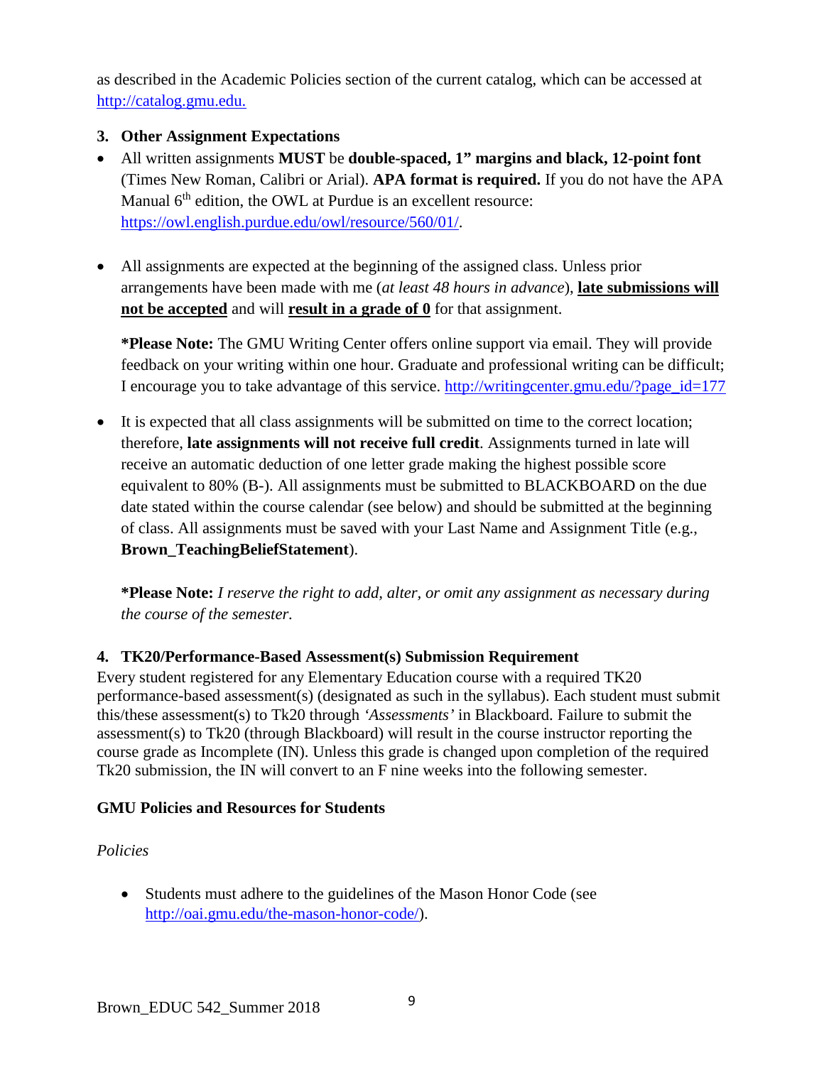as described in the Academic Policies section of the current catalog, which can be accessed at http://catalog.gmu.edu.

### 3. Other Assignment Expectations

- All written assignments **MUST** be **double-spaced, 1" margins and black, 12-point font** (Times New Roman, Calibri or Arial). **APA format is required.** If you do not have the APA Manual 6th edition, the OWL at Purdue is an excellent resource: https://owl.english.purdue.edu/owl/resource/560/01/.

- All assignments are expected at the beginning of the assigned class. Unless prior arrangements have been made with me (*at least 48 hours in advance*), **late submissions will not be accepted** and will **result in a grade of 0** for that assignment.

  ***Please Note:** The GMU Writing Center offers online support via email. They will provide feedback on your writing within one hour. Graduate and professional writing can be difficult; I encourage you to take advantage of this service. http://writingcenter.gmu.edu/?page_id=177

- It is expected that all class assignments will be submitted on time to the correct location; therefore, **late assignments will not receive full credit**. Assignments turned in late will receive an automatic deduction of one letter grade making the highest possible score equivalent to 80% (B-). All assignments must be submitted to BLACKBOARD on the due date stated within the course calendar (see below) and should be submitted at the beginning of class. All assignments must be saved with your Last Name and Assignment Title (e.g., **Brown_TeachingBeliefStatement**).

  ***Please Note:** *I reserve the right to add, alter, or omit any assignment as necessary during the course of the semester.*

### 4. TK20/Performance-Based Assessment(s) Submission Requirement

Every student registered for any Elementary Education course with a required TK20 performance-based assessment(s) (designated as such in the syllabus). Each student must submit this/these assessment(s) to Tk20 through *'Assessments'* in Blackboard. Failure to submit the assessment(s) to Tk20 (through Blackboard) will result in the course instructor reporting the course grade as Incomplete (IN). Unless this grade is changed upon completion of the required Tk20 submission, the IN will convert to an F nine weeks into the following semester.

## GMU Policies and Resources for Students

*Policies*

- Students must adhere to the guidelines of the Mason Honor Code (see http://oai.gmu.edu/the-mason-honor-code/).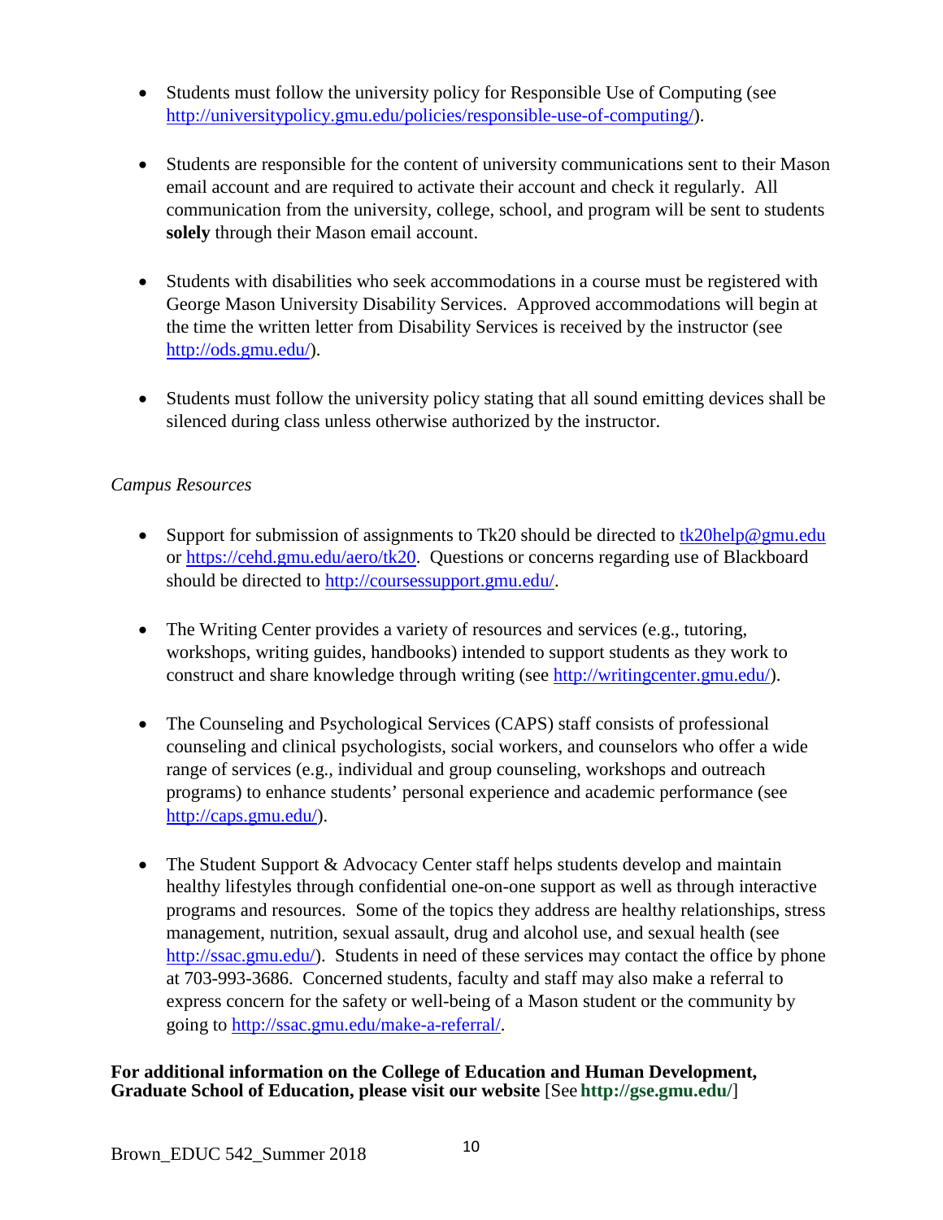- Students must follow the university policy for Responsible Use of Computing (see http://universitypolicy.gmu.edu/policies/responsible-use-of-computing/).

- Students are responsible for the content of university communications sent to their Mason email account and are required to activate their account and check it regularly. All communication from the university, college, school, and program will be sent to students **solely** through their Mason email account.

- Students with disabilities who seek accommodations in a course must be registered with George Mason University Disability Services. Approved accommodations will begin at the time the written letter from Disability Services is received by the instructor (see http://ods.gmu.edu/).

- Students must follow the university policy stating that all sound emitting devices shall be silenced during class unless otherwise authorized by the instructor.

*Campus Resources*

- Support for submission of assignments to Tk20 should be directed to tk20help@gmu.edu or https://cehd.gmu.edu/aero/tk20. Questions or concerns regarding use of Blackboard should be directed to http://coursessupport.gmu.edu/.

- The Writing Center provides a variety of resources and services (e.g., tutoring, workshops, writing guides, handbooks) intended to support students as they work to construct and share knowledge through writing (see http://writingcenter.gmu.edu/).

- The Counseling and Psychological Services (CAPS) staff consists of professional counseling and clinical psychologists, social workers, and counselors who offer a wide range of services (e.g., individual and group counseling, workshops and outreach programs) to enhance students' personal experience and academic performance (see http://caps.gmu.edu/).

- The Student Support & Advocacy Center staff helps students develop and maintain healthy lifestyles through confidential one-on-one support as well as through interactive programs and resources. Some of the topics they address are healthy relationships, stress management, nutrition, sexual assault, drug and alcohol use, and sexual health (see http://ssac.gmu.edu/). Students in need of these services may contact the office by phone at 703-993-3686. Concerned students, faculty and staff may also make a referral to express concern for the safety or well-being of a Mason student or the community by going to http://ssac.gmu.edu/make-a-referral/.

**For additional information on the College of Education and Human Development, Graduate School of Education, please visit our website** [See **http://gse.gmu.edu/**]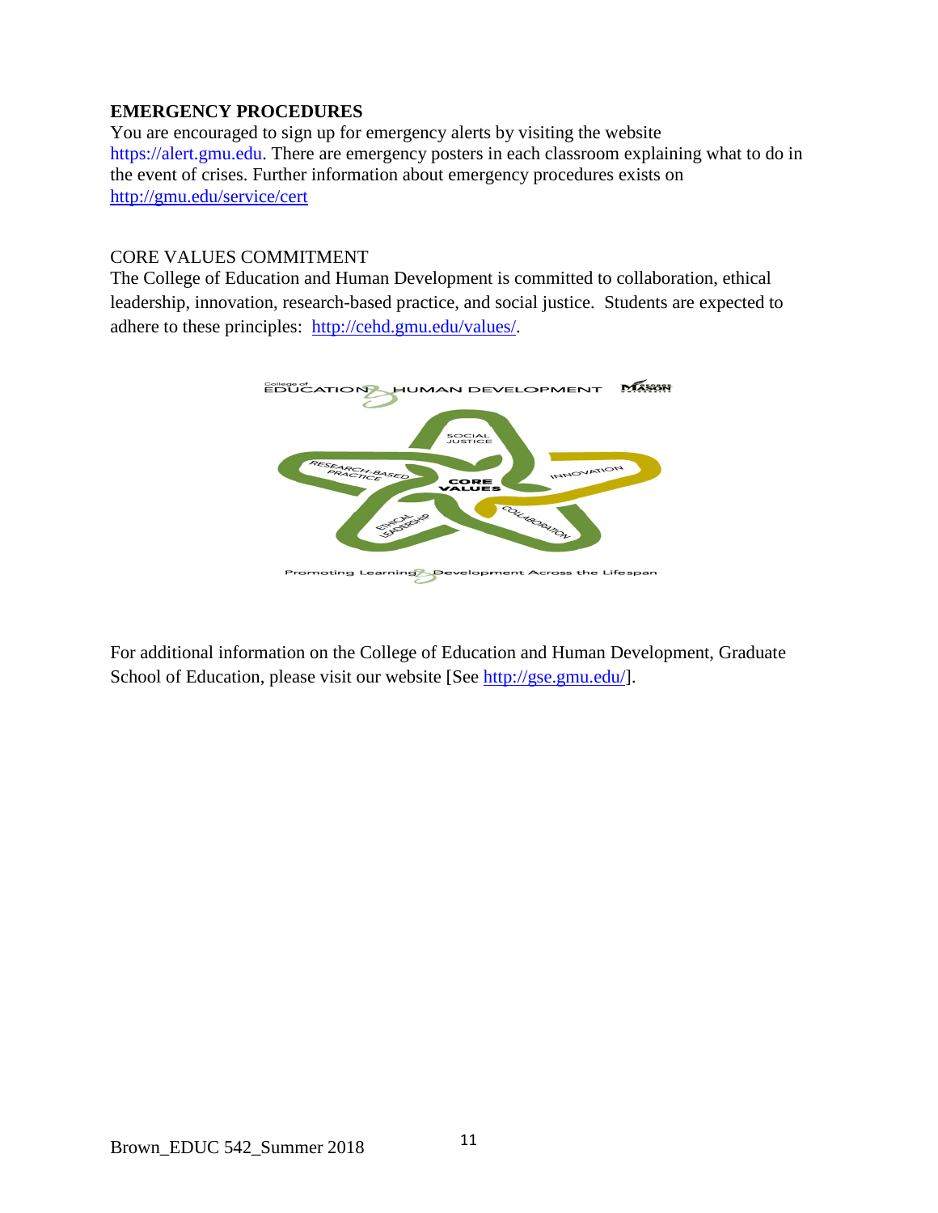**EMERGENCY PROCEDURES**

You are encouraged to sign up for emergency alerts by visiting the website https://alert.gmu.edu. There are emergency posters in each classroom explaining what to do in the event of crises. Further information about emergency procedures exists on http://gmu.edu/service/cert

CORE VALUES COMMITMENT

The College of Education and Human Development is committed to collaboration, ethical leadership, innovation, research-based practice, and social justice. Students are expected to adhere to these principles: http://cehd.gmu.edu/values/.

For additional information on the College of Education and Human Development, Graduate School of Education, please visit our website [See http://gse.gmu.edu/].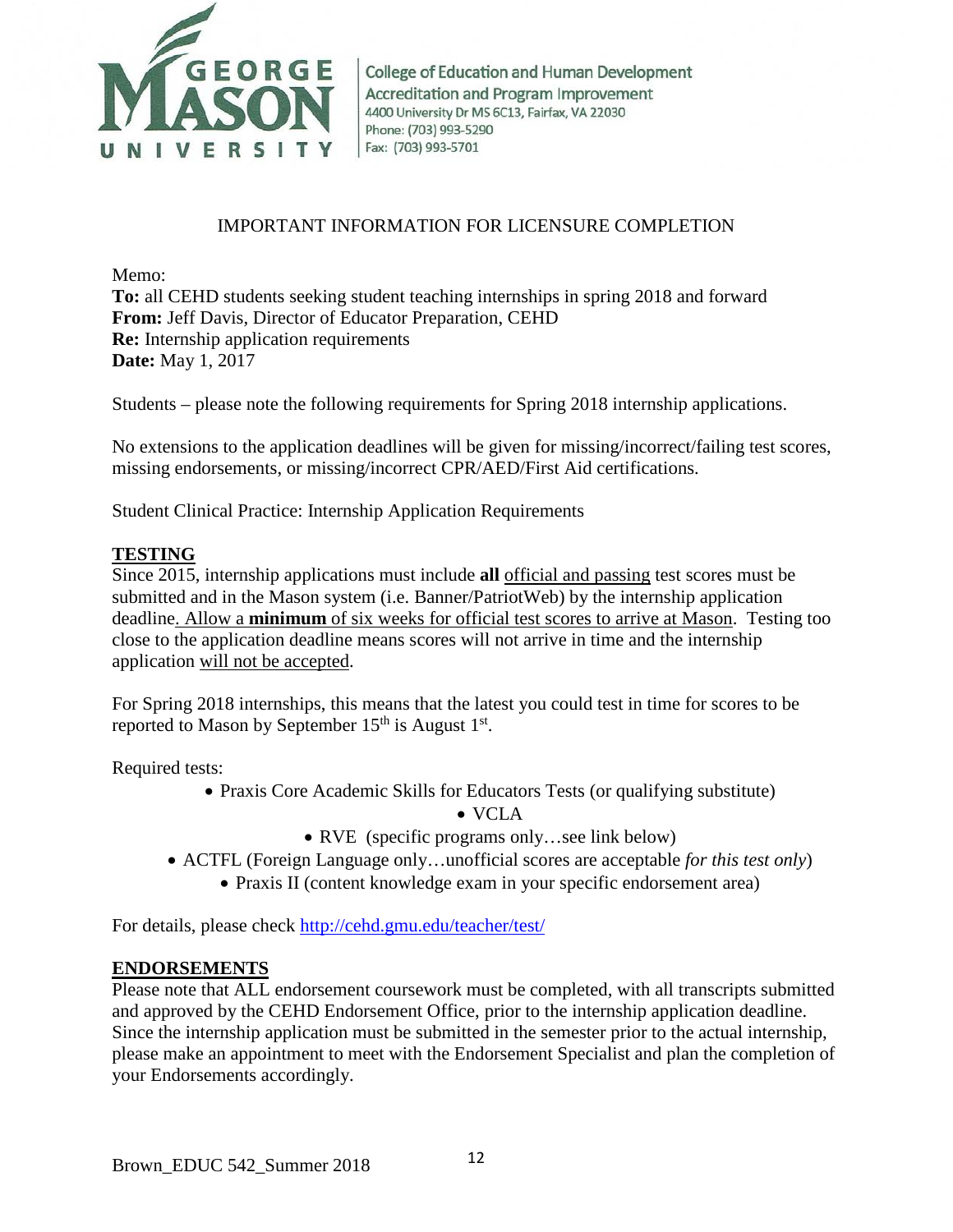College of Education and Human Development
Accreditation and Program Improvement
4400 University Dr MS 6C13, Fairfax, VA 22030
Phone: (703) 993-5290
Fax: (703) 993-5701

IMPORTANT INFORMATION FOR LICENSURE COMPLETION

Memo:
**To:** all CEHD students seeking student teaching internships in spring 2018 and forward
**From:** Jeff Davis, Director of Educator Preparation, CEHD
**Re:** Internship application requirements
**Date:** May 1, 2017

Students – please note the following requirements for Spring 2018 internship applications.

No extensions to the application deadlines will be given for missing/incorrect/failing test scores, missing endorsements, or missing/incorrect CPR/AED/First Aid certifications.

Student Clinical Practice: Internship Application Requirements

## TESTING

Since 2015, internship applications must include **all** official and passing test scores must be submitted and in the Mason system (i.e. Banner/PatriotWeb) by the internship application deadline. Allow a **minimum** of six weeks for official test scores to arrive at Mason. Testing too close to the application deadline means scores will not arrive in time and the internship application will not be accepted.

For Spring 2018 internships, this means that the latest you could test in time for scores to be reported to Mason by September 15th is August 1st.

Required tests:

- Praxis Core Academic Skills for Educators Tests (or qualifying substitute)
- VCLA
- RVE (specific programs only…see link below)
- ACTFL (Foreign Language only…unofficial scores are acceptable *for this test only*)
- Praxis II (content knowledge exam in your specific endorsement area)

For details, please check http://cehd.gmu.edu/teacher/test/

## ENDORSEMENTS

Please note that ALL endorsement coursework must be completed, with all transcripts submitted and approved by the CEHD Endorsement Office, prior to the internship application deadline. Since the internship application must be submitted in the semester prior to the actual internship, please make an appointment to meet with the Endorsement Specialist and plan the completion of your Endorsements accordingly.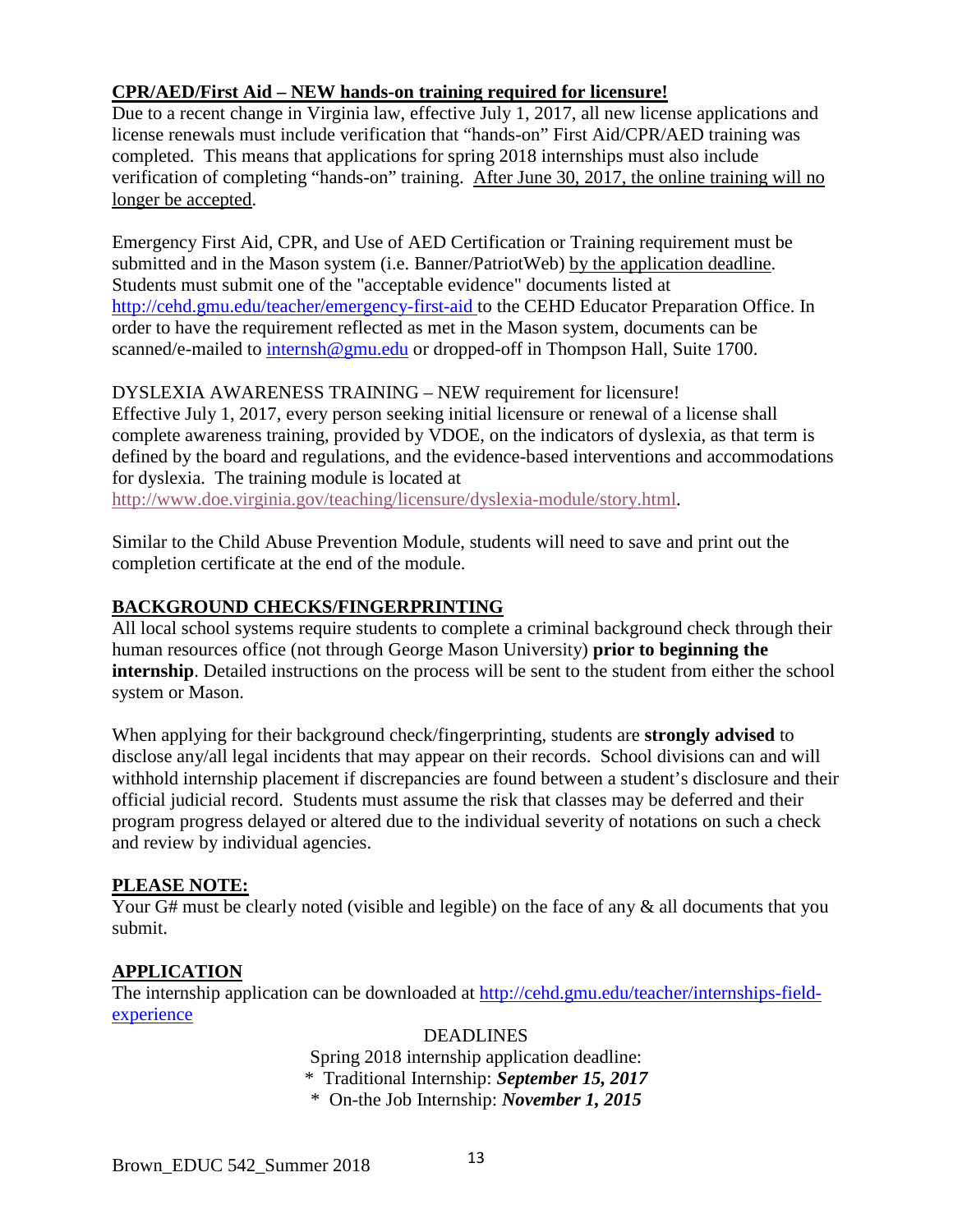**CPR/AED/First Aid – NEW hands-on training required for licensure!**

Due to a recent change in Virginia law, effective July 1, 2017, all new license applications and license renewals must include verification that "hands-on" First Aid/CPR/AED training was completed. This means that applications for spring 2018 internships must also include verification of completing "hands-on" training. After June 30, 2017, the online training will no longer be accepted.

Emergency First Aid, CPR, and Use of AED Certification or Training requirement must be submitted and in the Mason system (i.e. Banner/PatriotWeb) by the application deadline. Students must submit one of the "acceptable evidence" documents listed at http://cehd.gmu.edu/teacher/emergency-first-aid to the CEHD Educator Preparation Office. In order to have the requirement reflected as met in the Mason system, documents can be scanned/e-mailed to internsh@gmu.edu or dropped-off in Thompson Hall, Suite 1700.

DYSLEXIA AWARENESS TRAINING – NEW requirement for licensure!

Effective July 1, 2017, every person seeking initial licensure or renewal of a license shall complete awareness training, provided by VDOE, on the indicators of dyslexia, as that term is defined by the board and regulations, and the evidence-based interventions and accommodations for dyslexia. The training module is located at http://www.doe.virginia.gov/teaching/licensure/dyslexia-module/story.html.

Similar to the Child Abuse Prevention Module, students will need to save and print out the completion certificate at the end of the module.

**BACKGROUND CHECKS/FINGERPRINTING**

All local school systems require students to complete a criminal background check through their human resources office (not through George Mason University) **prior to beginning the internship**. Detailed instructions on the process will be sent to the student from either the school system or Mason.

When applying for their background check/fingerprinting, students are **strongly advised** to disclose any/all legal incidents that may appear on their records. School divisions can and will withhold internship placement if discrepancies are found between a student's disclosure and their official judicial record. Students must assume the risk that classes may be deferred and their program progress delayed or altered due to the individual severity of notations on such a check and review by individual agencies.

**PLEASE NOTE:**

Your G# must be clearly noted (visible and legible) on the face of any & all documents that you submit.

**APPLICATION**

The internship application can be downloaded at http://cehd.gmu.edu/teacher/internships-field-experience

DEADLINES

Spring 2018 internship application deadline:

- Traditional Internship: ***September 15, 2017***
- On-the Job Internship: ***November 1, 2015***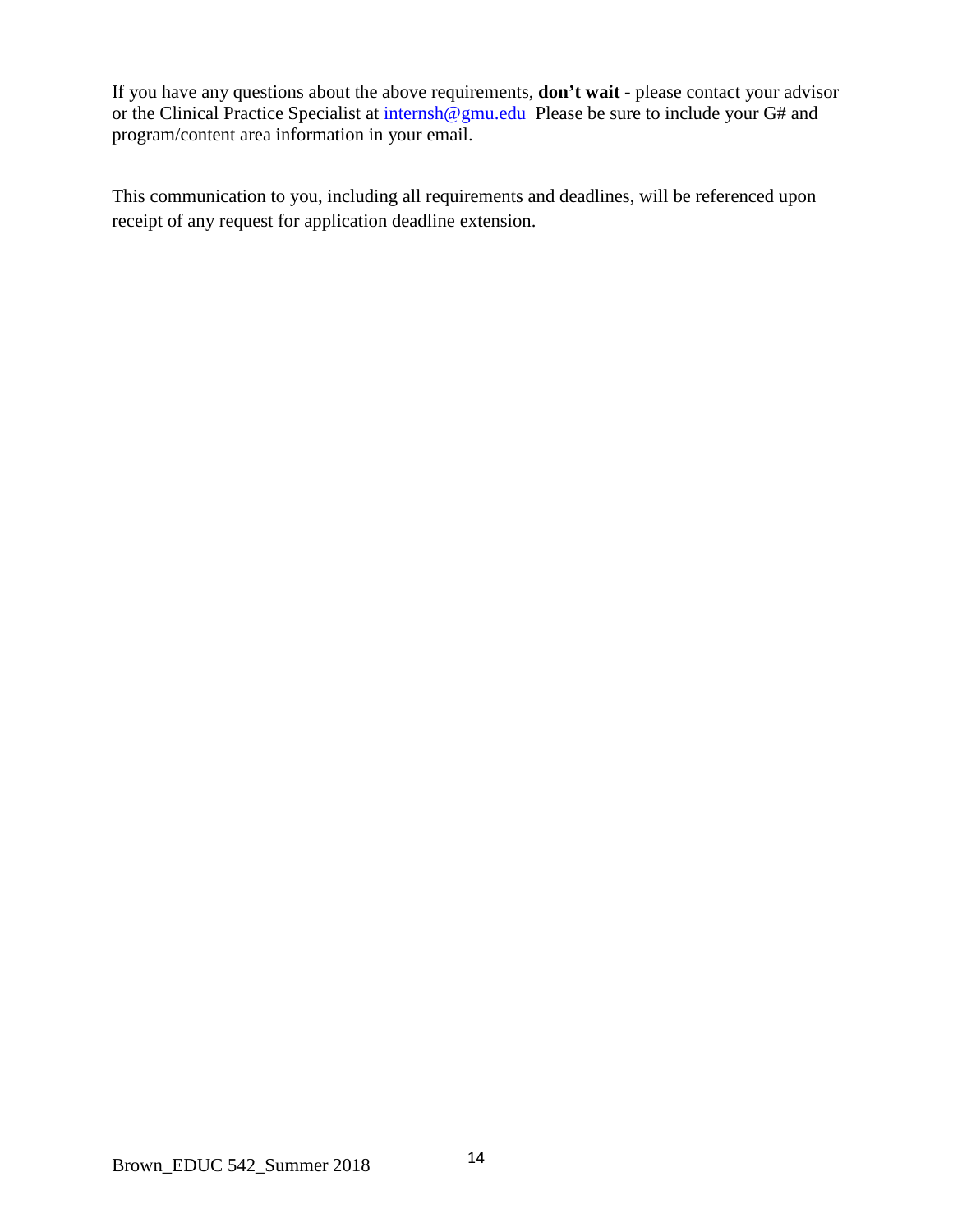If you have any questions about the above requirements, **don't wait** - please contact your advisor or the Clinical Practice Specialist at internsh@gmu.edu  Please be sure to include your G# and program/content area information in your email.

This communication to you, including all requirements and deadlines, will be referenced upon receipt of any request for application deadline extension.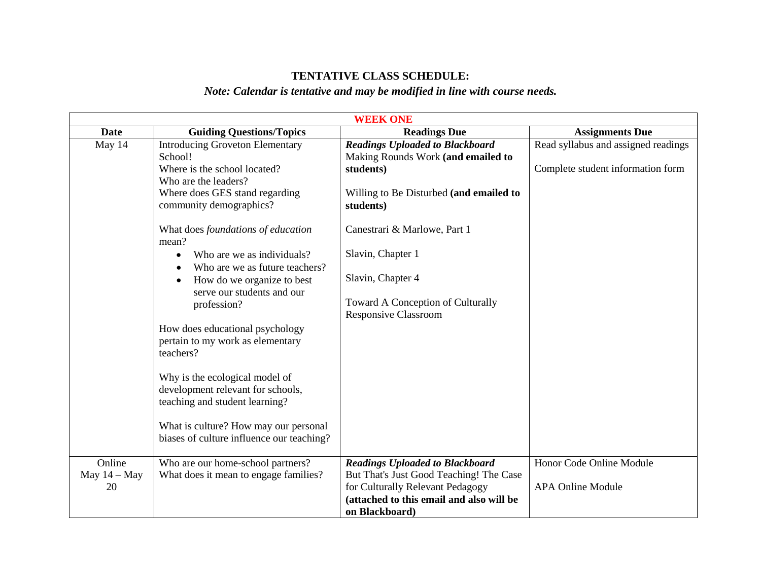**TENTATIVE CLASS SCHEDULE:**

***Note: Calendar is tentative and may be modified in line with course needs.***

| WEEK ONE | | | |
|---|---|---|---|
| **Date** | **Guiding Questions/Topics** | **Readings Due** | **Assignments Due** |
| May 14 | Introducing Groveton Elementary School!<br>Where is the school located?<br>Who are the leaders?<br>Where does GES stand regarding community demographics?<br><br>What does *foundations of education* mean?<br>• Who are we as individuals?<br>• Who are we as future teachers?<br>• How do we organize to best serve our students and our profession?<br><br>How does educational psychology pertain to my work as elementary teachers?<br><br>Why is the ecological model of development relevant for schools, teaching and student learning?<br><br>What is culture? How may our personal biases of culture influence our teaching? | ***Readings Uploaded to Blackboard***<br>Making Rounds Work **(and emailed to students)**<br><br>Willing to Be Disturbed **(and emailed to students)**<br><br>Canestrari & Marlowe, Part 1<br><br>Slavin, Chapter 1<br><br>Slavin, Chapter 4<br><br>Toward A Conception of Culturally Responsive Classroom | Read syllabus and assigned readings<br><br>Complete student information form |
| Online<br>May 14 – May 20 | Who are our home-school partners?<br>What does it mean to engage families? | ***Readings Uploaded to Blackboard***<br>But That's Just Good Teaching! The Case for Culturally Relevant Pedagogy **(attached to this email and also will be on Blackboard)** | Honor Code Online Module<br><br>APA Online Module |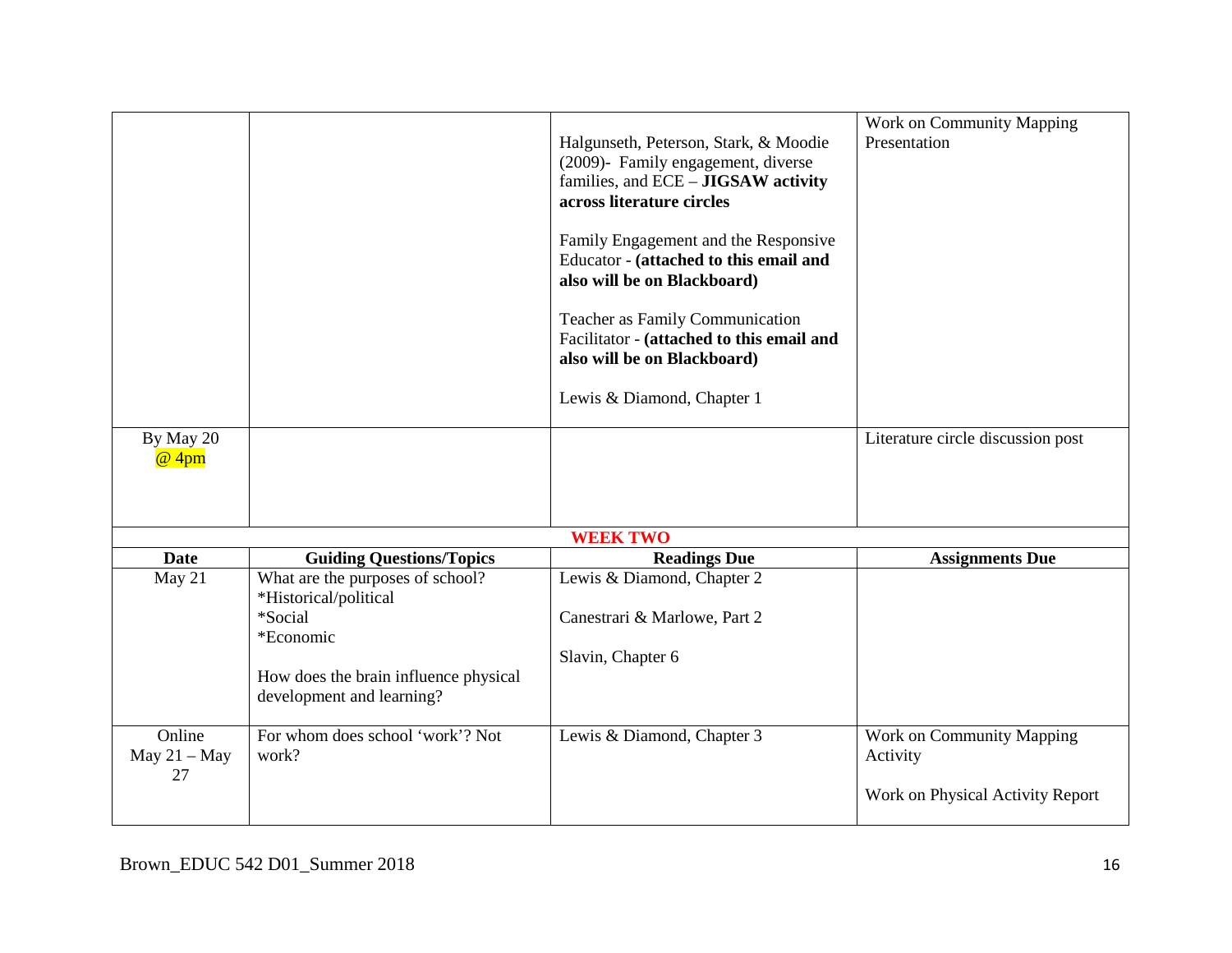| | | | |
|---|---|---|---|
| | | Halgunseth, Peterson, Stark, & Moodie (2009)- Family engagement, diverse families, and ECE – **JIGSAW activity across literature circles**<br><br>Family Engagement and the Responsive Educator - **(attached to this email and also will be on Blackboard)**<br><br>Teacher as Family Communication Facilitator - **(attached to this email and also will be on Blackboard)**<br><br>Lewis & Diamond, Chapter 1 | Work on Community Mapping Presentation |
| By May 20 @ 4pm | | | Literature circle discussion post |
| | | **WEEK TWO** | |
| **Date** | **Guiding Questions/Topics** | **Readings Due** | **Assignments Due** |
| May 21 | What are the purposes of school?<br>*Historical/political<br>*Social<br>*Economic<br><br>How does the brain influence physical development and learning? | Lewis & Diamond, Chapter 2<br><br>Canestrari & Marlowe, Part 2<br><br>Slavin, Chapter 6 | |
| Online May 21 – May 27 | For whom does school 'work'? Not work? | Lewis & Diamond, Chapter 3 | Work on Community Mapping Activity<br><br>Work on Physical Activity Report |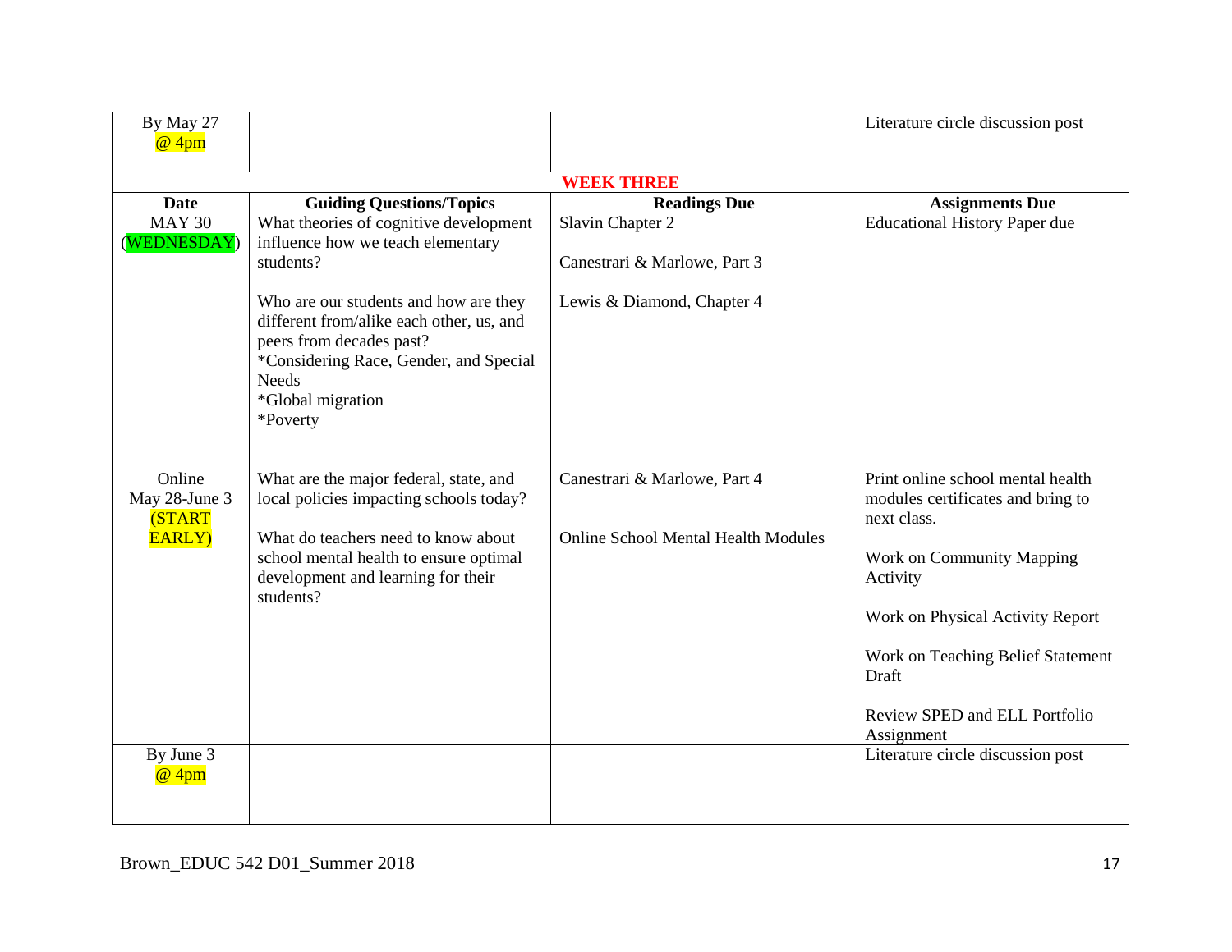| By May 27 @ 4pm | | | Literature circle discussion post |
|---|---|---|---|
| **WEEK THREE** | | | |
| **Date** | **Guiding Questions/Topics** | **Readings Due** | **Assignments Due** |
| MAY 30 (WEDNESDAY) | What theories of cognitive development influence how we teach elementary students?<br><br>Who are our students and how are they different from/alike each other, us, and peers from decades past?<br>*Considering Race, Gender, and Special Needs<br>*Global migration<br>*Poverty | Slavin Chapter 2<br><br>Canestrari & Marlowe, Part 3<br><br>Lewis & Diamond, Chapter 4 | Educational History Paper due |
| Online May 28-June 3 (START EARLY) | What are the major federal, state, and local policies impacting schools today?<br><br>What do teachers need to know about school mental health to ensure optimal development and learning for their students? | Canestrari & Marlowe, Part 4<br><br>Online School Mental Health Modules | Print online school mental health modules certificates and bring to next class.<br><br>Work on Community Mapping Activity<br><br>Work on Physical Activity Report<br><br>Work on Teaching Belief Statement Draft<br><br>Review SPED and ELL Portfolio Assignment |
| By June 3 @ 4pm | | | Literature circle discussion post |

Brown_EDUC 542 D01_Summer 2018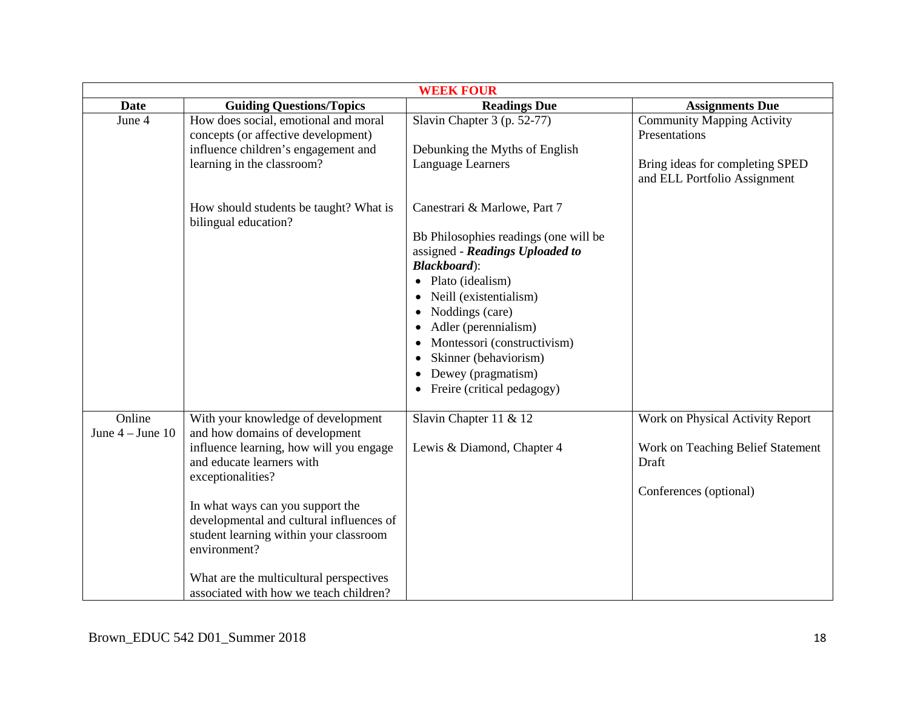| WEEK FOUR | | | |
|---|---|---|---|
| **Date** | **Guiding Questions/Topics** | **Readings Due** | **Assignments Due** |
| June 4 | How does social, emotional and moral concepts (or affective development) influence children's engagement and learning in the classroom?<br><br>How should students be taught? What is bilingual education? | Slavin Chapter 3 (p. 52-77)<br><br>Debunking the Myths of English Language Learners<br><br>Canestrari & Marlowe, Part 7<br><br>Bb Philosophies readings (one will be assigned - ***Readings Uploaded to Blackboard***):<br>• Plato (idealism)<br>• Neill (existentialism)<br>• Noddings (care)<br>• Adler (perennialism)<br>• Montessori (constructivism)<br>• Skinner (behaviorism)<br>• Dewey (pragmatism)<br>• Freire (critical pedagogy) | Community Mapping Activity Presentations<br><br>Bring ideas for completing SPED and ELL Portfolio Assignment |
| Online<br>June 4 – June 10 | With your knowledge of development and how domains of development influence learning, how will you engage and educate learners with exceptionalities?<br><br>In what ways can you support the developmental and cultural influences of student learning within your classroom environment?<br><br>What are the multicultural perspectives associated with how we teach children? | Slavin Chapter 11 & 12<br><br>Lewis & Diamond, Chapter 4 | Work on Physical Activity Report<br><br>Work on Teaching Belief Statement Draft<br><br>Conferences (optional) |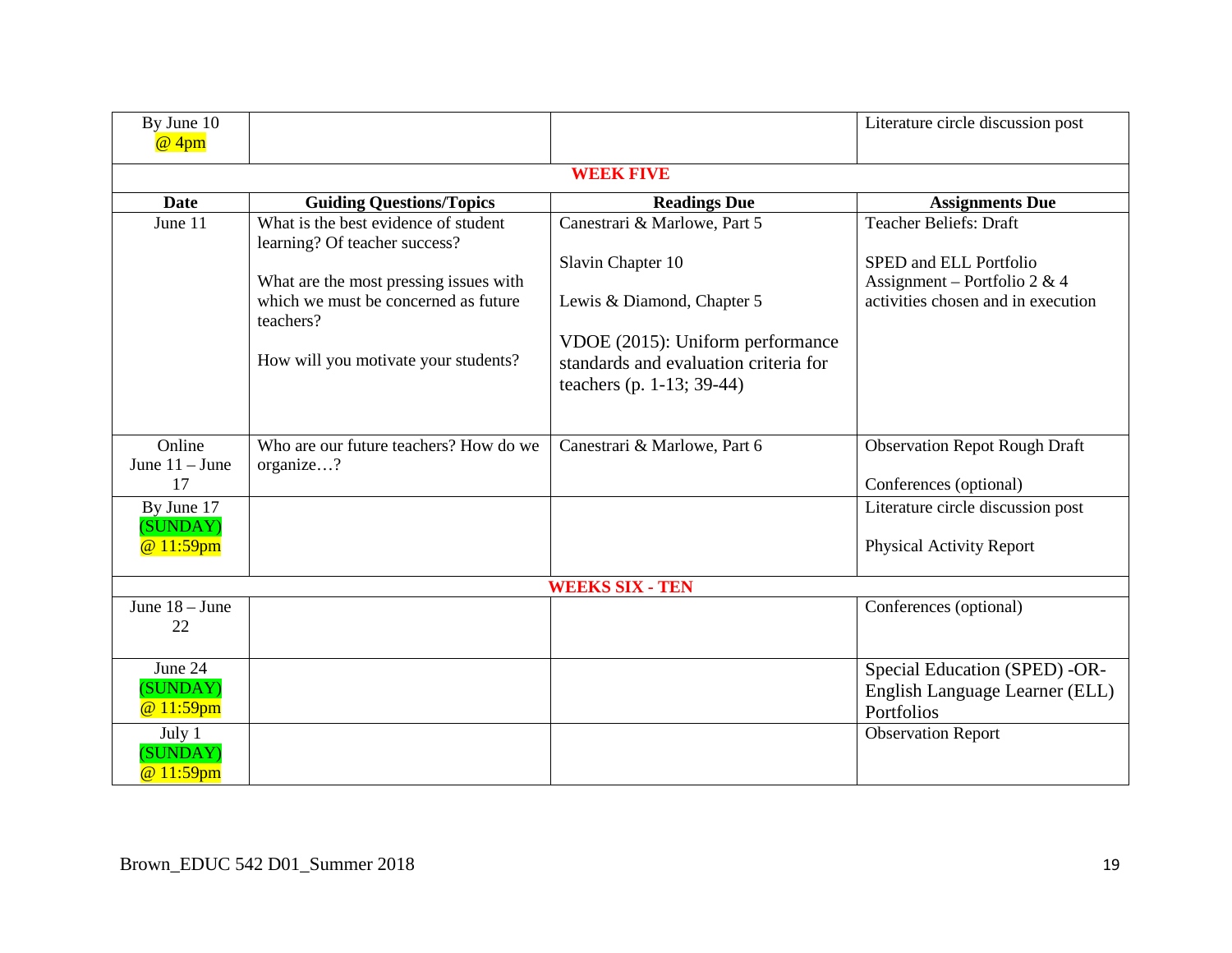| By June 10 @ 4pm | | | Literature circle discussion post |
|---|---|---|---|
| **WEEK FIVE** | | | |
| **Date** | **Guiding Questions/Topics** | **Readings Due** | **Assignments Due** |
| June 11 | What is the best evidence of student learning? Of teacher success?<br><br>What are the most pressing issues with which we must be concerned as future teachers?<br><br>How will you motivate your students? | Canestrari & Marlowe, Part 5<br><br>Slavin Chapter 10<br><br>Lewis & Diamond, Chapter 5<br><br>VDOE (2015): Uniform performance standards and evaluation criteria for teachers (p. 1-13; 39-44) | Teacher Beliefs: Draft<br><br>SPED and ELL Portfolio Assignment – Portfolio 2 & 4 activities chosen and in execution |
| Online June 11 – June 17 | Who are our future teachers? How do we organize…? | Canestrari & Marlowe, Part 6 | Observation Repot Rough Draft<br><br>Conferences (optional) |
| By June 17 (SUNDAY) @ 11:59pm | | | Literature circle discussion post<br><br>Physical Activity Report |
| **WEEKS SIX - TEN** | | | |
| June 18 – June 22 | | | Conferences (optional) |
| June 24 (SUNDAY) @ 11:59pm | | | Special Education (SPED) -OR- English Language Learner (ELL) Portfolios |
| July 1 (SUNDAY) @ 11:59pm | | | Observation Report |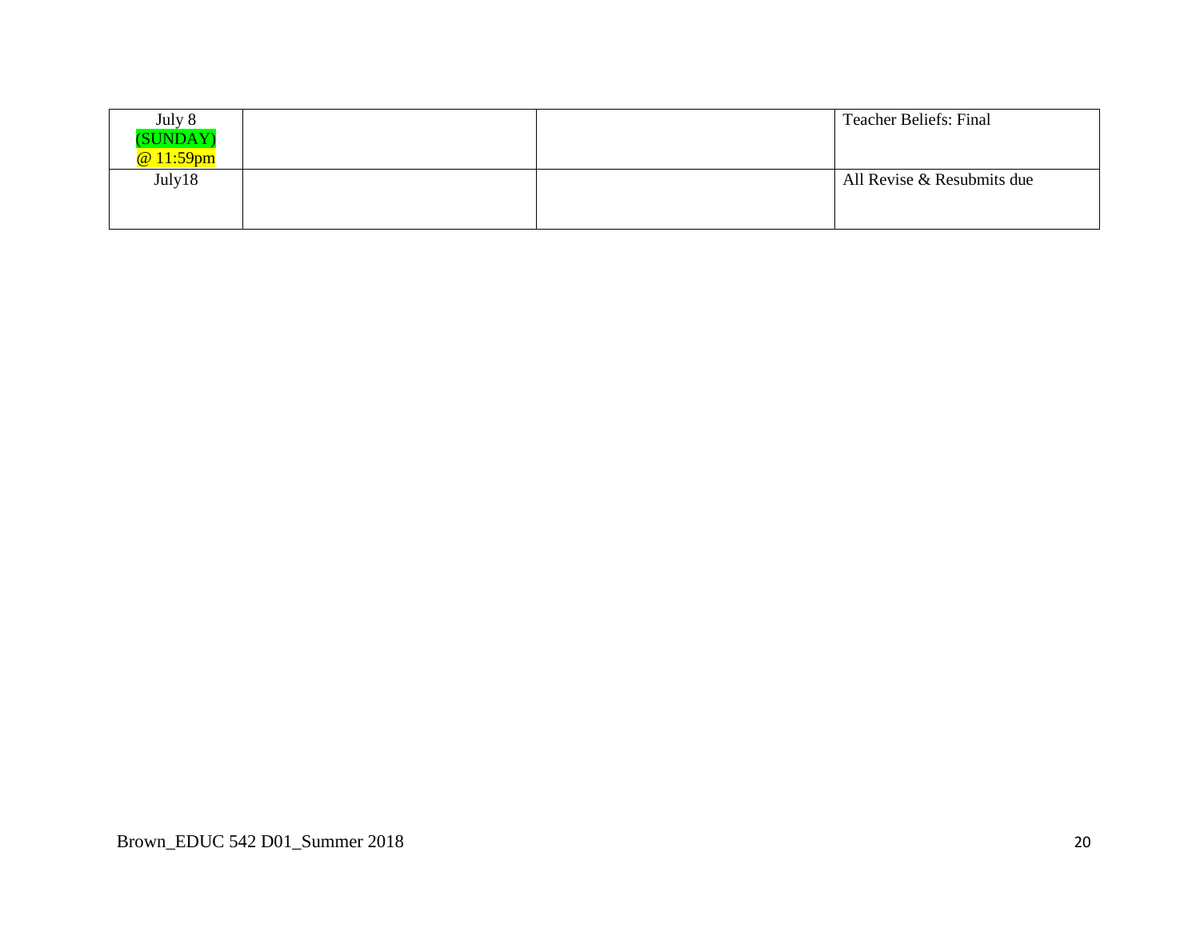| | | | |
|---|---|---|---|
| July 8 (SUNDAY) @ 11:59pm | | | Teacher Beliefs: Final |
| July18 | | | All Revise & Resubmits due |